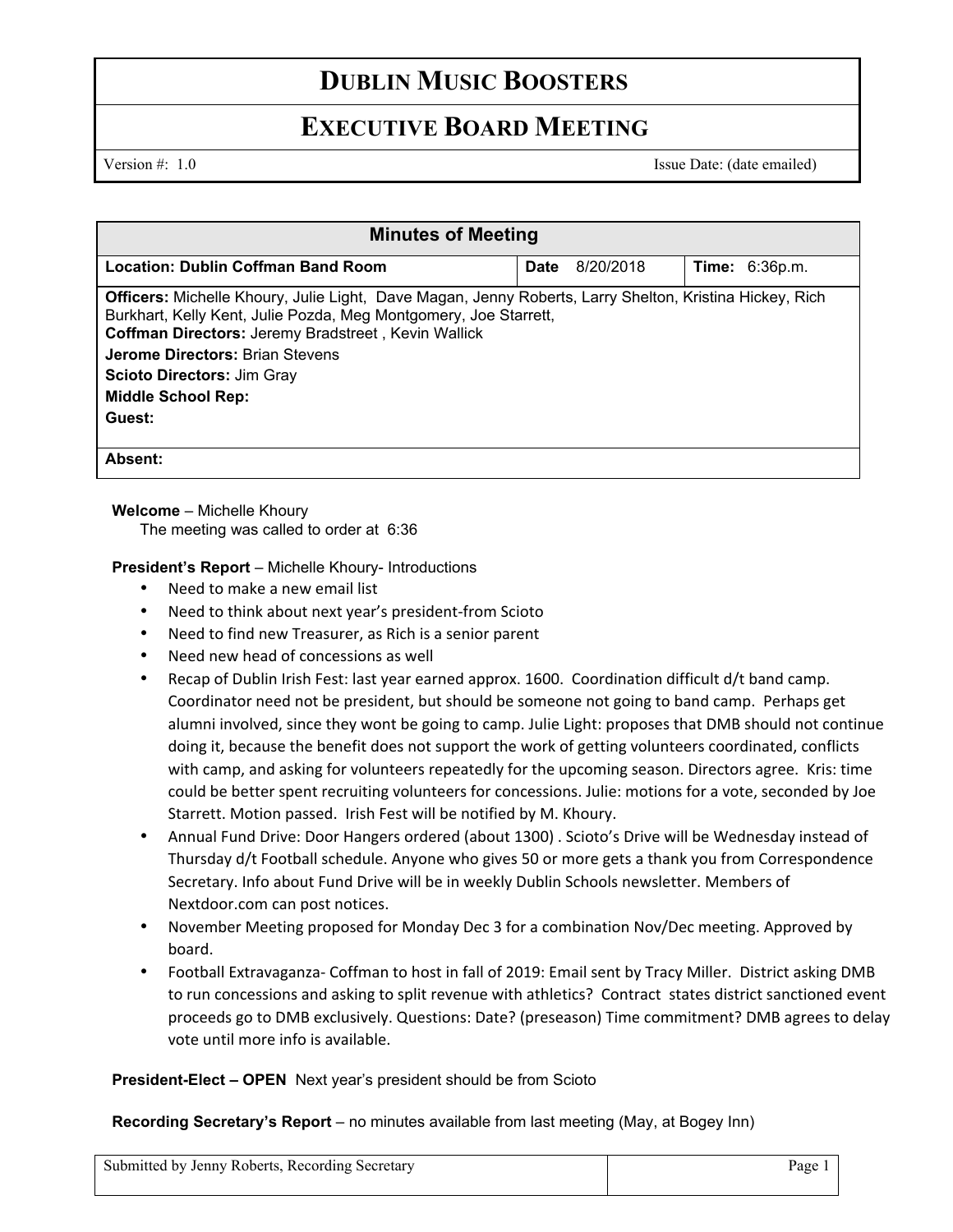# DUBLIN MUSIC BOOSTERS

## EXECUTIVE BOARD MEETING

Version #: 1.0 Issue Date: (date emailed)

| Minutes of Meeting | | |
|---|---|---|
| **Location: Dublin Coffman Band Room** | **Date** 8/20/2018 | **Time:** 6:36p.m. |
| **Officers:** Michelle Khoury, Julie Light, Dave Magan, Jenny Roberts, Larry Shelton, Kristina Hickey, Rich Burkhart, Kelly Kent, Julie Pozda, Meg Montgomery, Joe Starrett,<br>**Coffman Directors:** Jeremy Bradstreet , Kevin Wallick<br>**Jerome Directors:** Brian Stevens<br>**Scioto Directors:** Jim Gray<br>**Middle School Rep:**<br>**Guest:** | | |
| **Absent:** | | |

**Welcome** – Michelle Khoury

The meeting was called to order at 6:36

**President's Report** – Michelle Khoury- Introductions

- Need to make a new email list
- Need to think about next year's president-from Scioto
- Need to find new Treasurer, as Rich is a senior parent
- Need new head of concessions as well
- Recap of Dublin Irish Fest: last year earned approx. 1600. Coordination difficult d/t band camp. Coordinator need not be president, but should be someone not going to band camp. Perhaps get alumni involved, since they wont be going to camp. Julie Light: proposes that DMB should not continue doing it, because the benefit does not support the work of getting volunteers coordinated, conflicts with camp, and asking for volunteers repeatedly for the upcoming season. Directors agree. Kris: time could be better spent recruiting volunteers for concessions. Julie: motions for a vote, seconded by Joe Starrett. Motion passed. Irish Fest will be notified by M. Khoury.
- Annual Fund Drive: Door Hangers ordered (about 1300) . Scioto's Drive will be Wednesday instead of Thursday d/t Football schedule. Anyone who gives 50 or more gets a thank you from Correspondence Secretary. Info about Fund Drive will be in weekly Dublin Schools newsletter. Members of Nextdoor.com can post notices.
- November Meeting proposed for Monday Dec 3 for a combination Nov/Dec meeting. Approved by board.
- Football Extravaganza- Coffman to host in fall of 2019: Email sent by Tracy Miller. District asking DMB to run concessions and asking to split revenue with athletics? Contract states district sanctioned event proceeds go to DMB exclusively. Questions: Date? (preseason) Time commitment? DMB agrees to delay vote until more info is available.

**President-Elect – OPEN** Next year's president should be from Scioto

**Recording Secretary's Report** – no minutes available from last meeting (May, at Bogey Inn)

Submitted by Jenny Roberts, Recording Secretary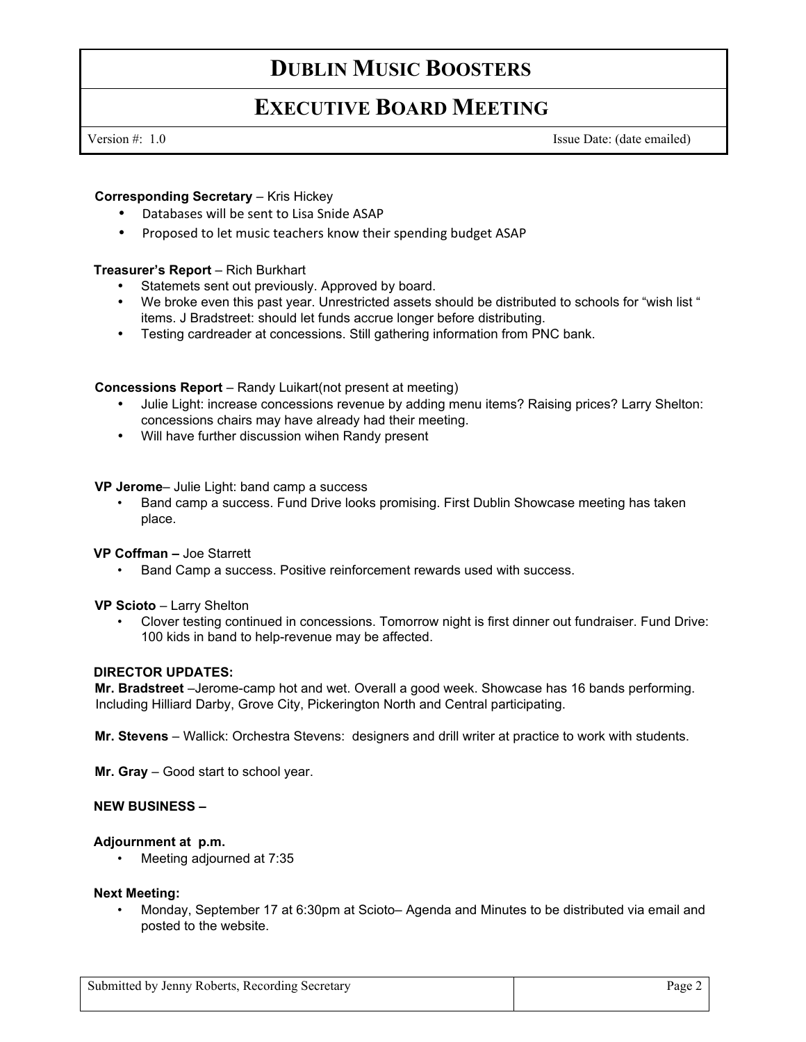**Corresponding Secretary** – Kris Hickey

- Databases will be sent to Lisa Snide ASAP
- Proposed to let music teachers know their spending budget ASAP

**Treasurer's Report** – Rich Burkhart

- Statemets sent out previously. Approved by board.
- We broke even this past year. Unrestricted assets should be distributed to schools for "wish list " items. J Bradstreet: should let funds accrue longer before distributing.
- Testing cardreader at concessions. Still gathering information from PNC bank.

**Concessions Report** – Randy Luikart(not present at meeting)

- Julie Light: increase concessions revenue by adding menu items? Raising prices? Larry Shelton: concessions chairs may have already had their meeting.
- Will have further discussion wihen Randy present

**VP Jerome**– Julie Light: band camp a success

- Band camp a success. Fund Drive looks promising. First Dublin Showcase meeting has taken place.

**VP Coffman –** Joe Starrett

- Band Camp a success. Positive reinforcement rewards used with success.

**VP Scioto** – Larry Shelton

- Clover testing continued in concessions. Tomorrow night is first dinner out fundraiser. Fund Drive: 100 kids in band to help-revenue may be affected.

**DIRECTOR UPDATES:**

**Mr. Bradstreet** –Jerome-camp hot and wet. Overall a good week. Showcase has 16 bands performing. Including Hilliard Darby, Grove City, Pickerington North and Central participating.

**Mr. Stevens** – Wallick: Orchestra Stevens: designers and drill writer at practice to work with students.

**Mr. Gray** – Good start to school year.

**NEW BUSINESS –**

**Adjournment at p.m.**

- Meeting adjourned at 7:35

**Next Meeting:**

- Monday, September 17 at 6:30pm at Scioto– Agenda and Minutes to be distributed via email and posted to the website.

Submitted by Jenny Roberts, Recording Secretary